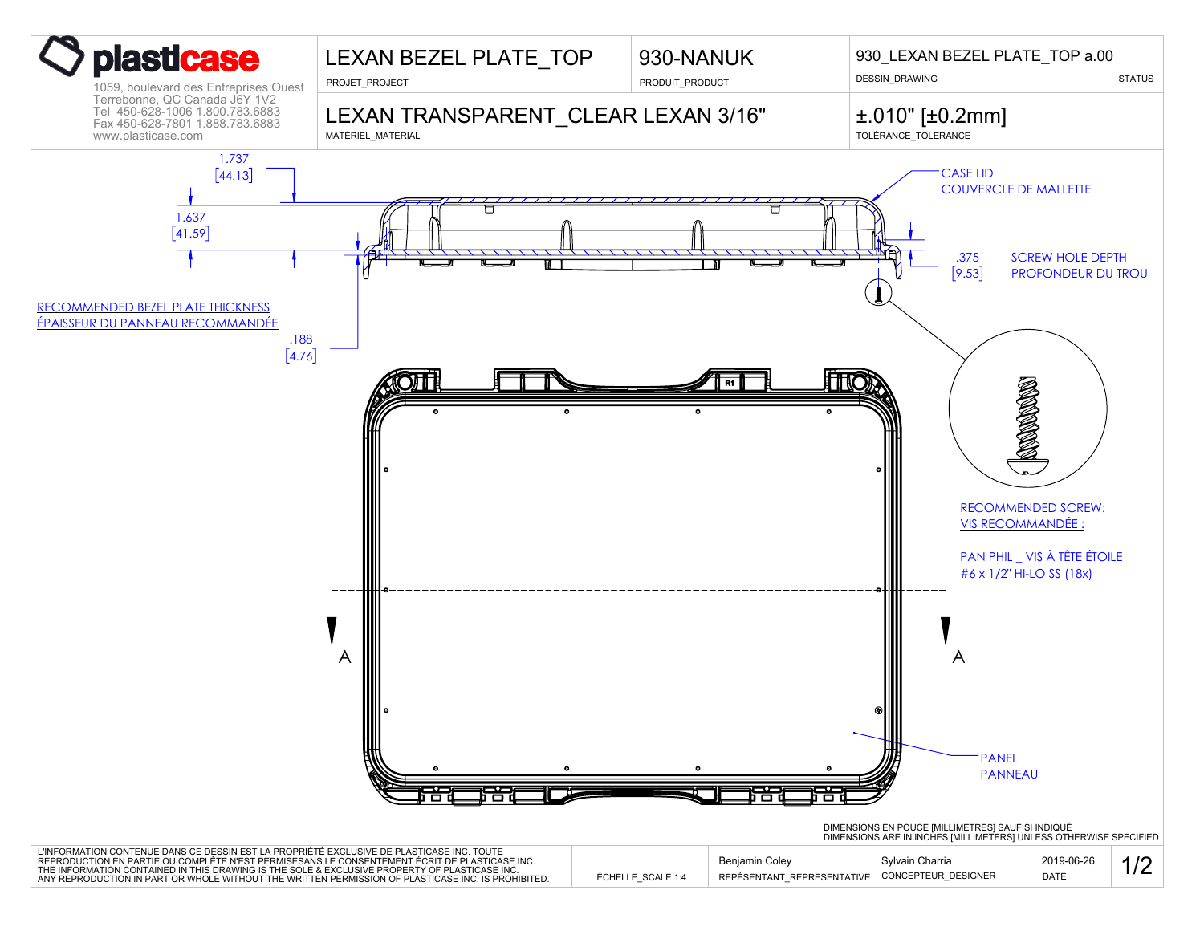**plasticase**

1059, boulevard des Entreprises Ouest
Terrebonne, QC Canada J6Y 1V2
Tel 450-628-1006 1.800.783.6883
Fax 450-628-7801 1.888.783.6883
www.plasticase.com

| PROJET_PROJECT | PRODUIT_PRODUCT | DESSIN_DRAWING | STATUS |
|---|---|---|---|
| LEXAN BEZEL PLATE_TOP | 930-NANUK | 930_LEXAN BEZEL PLATE_TOP a.00 | |

| MATÉRIEL_MATERIAL | TOLÉRANCE_TOLERANCE |
|---|---|
| LEXAN TRANSPARENT_CLEAR LEXAN 3/16" | ±.010" [±0.2mm] |

1.737 [44.13]

1.637 [41.59]

CASE LID
COUVERCLE DE MALLETTE

.375 [9.53] SCREW HOLE DEPTH
PROFONDEUR DU TROU

RECOMMENDED BEZEL PLATE THICKNESS
ÉPAISSEUR DU PANNEAU RECOMMANDÉE

.188 [4.76]

R1

RECOMMENDED SCREW:
VIS RECOMMANDÉE :

PAN PHIL _ VIS À TÊTE ÉTOILE
#6 x 1/2" HI-LO SS (18x)

A A

PANEL
PANNEAU

DIMENSIONS EN POUCE [MILLIMETRES] SAUF SI INDIQUÉ
DIMENSIONS ARE IN INCHES [MILLIMETERS] UNLESS OTHERWISE SPECIFIED

L'INFORMATION CONTENUE DANS CE DESSIN EST LA PROPRIÉTÉ EXCLUSIVE DE PLASTICASE INC. TOUTE REPRODUCTION EN PARTIE OU COMPLÈTE N'EST PERMISESANS LE CONSENTEMENT ÉCRIT DE PLASTICASE INC.
THE INFORMATION CONTAINED IN THIS DRAWING IS THE SOLE & EXCLUSIVE PROPERTY OF PLASTICASE INC. ANY REPRODUCTION IN PART OR WHOLE WITHOUT THE WRITTEN PERMISSION OF PLASTICASE INC. IS PROHIBITED.

| ÉCHELLE_SCALE | REPÉSENTANT_REPRESENTATIVE | CONCEPTEUR_DESIGNER | DATE | |
|---|---|---|---|---|
| 1:4 | Benjamin Coley | Sylvain Charria | 2019-06-26 | 1/2 |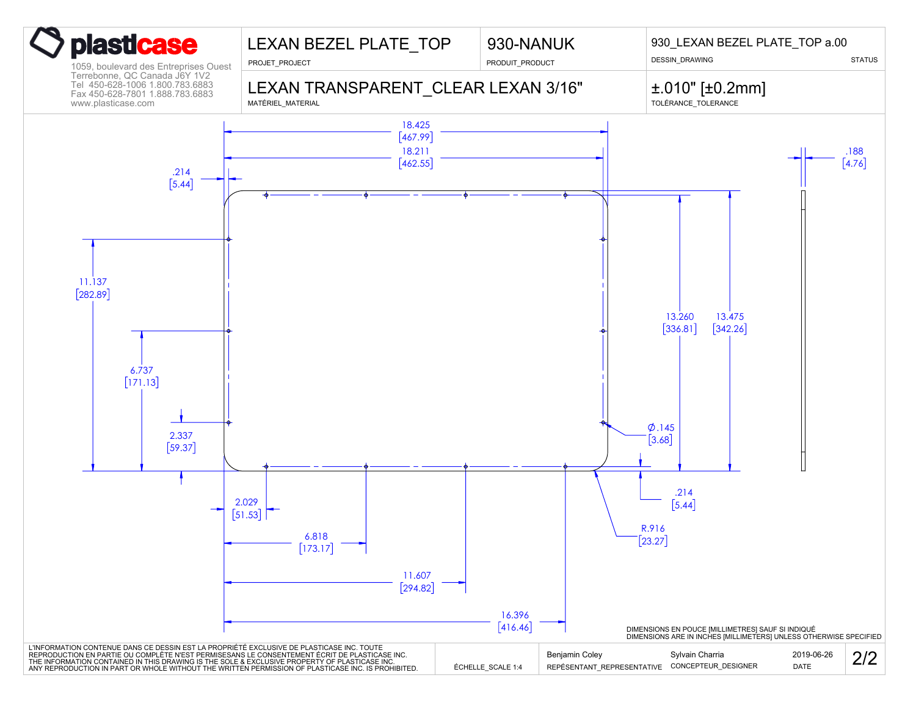plasticase

1059, boulevard des Entreprises Ouest
Terrebonne, QC Canada J6Y 1V2
Tel 450-628-1006 1.800.783.6883
Fax 450-628-7801 1.888.783.6883
www.plasticase.com

| | | |
|---|---|---|
| LEXAN BEZEL PLATE_TOP<br>PROJET_PROJECT | 930-NANUK<br>PRODUIT_PRODUCT | 930_LEXAN BEZEL PLATE_TOP a.00<br>DESSIN_DRAWING / STATUS |
| LEXAN TRANSPARENT_CLEAR LEXAN 3/16"<br>MATÉRIEL_MATERIAL | | ±.010" [±0.2mm]<br>TOLÉRANCE_TOLERANCE |

18.425 [467.99]
18.211 [462.55]
.214 [5.44]
.188 [4.76]
11.137 [282.89]
6.737 [171.13]
2.337 [59.37]
13.260 [336.81]
13.475 [342.26]
Ø.145 [3.68]
.214 [5.44]
R.916 [23.27]
2.029 [51.53]
6.818 [173.17]
11.607 [294.82]
16.396 [416.46]

DIMENSIONS EN POUCE [MILLIMETRES] SAUF SI INDIQUÉ
DIMENSIONS ARE IN INCHES [MILLIMETERS] UNLESS OTHERWISE SPECIFIED

L'INFORMATION CONTENUE DANS CE DESSIN EST LA PROPRIÉTÉ EXCLUSIVE DE PLASTICASE INC. TOUTE REPRODUCTION EN PARTIE OU COMPLÈTE N'EST PERMISESANS LE CONSENTEMENT ÉCRIT DE PLASTICASE INC.
THE INFORMATION CONTAINED IN THIS DRAWING IS THE SOLE & EXCLUSIVE PROPERTY OF PLASTICASE INC. ANY REPRODUCTION IN PART OR WHOLE WITHOUT THE WRITTEN PERMISSION OF PLASTICASE INC. IS PROHIBITED.

| | | | |
|---|---|---|---|
| ÉCHELLE_SCALE 1:4 | Benjamin Coley<br>REPÉSENTANT_REPRESENTATIVE | Sylvain Charria<br>CONCEPTEUR_DESIGNER | 2019-06-26<br>DATE |